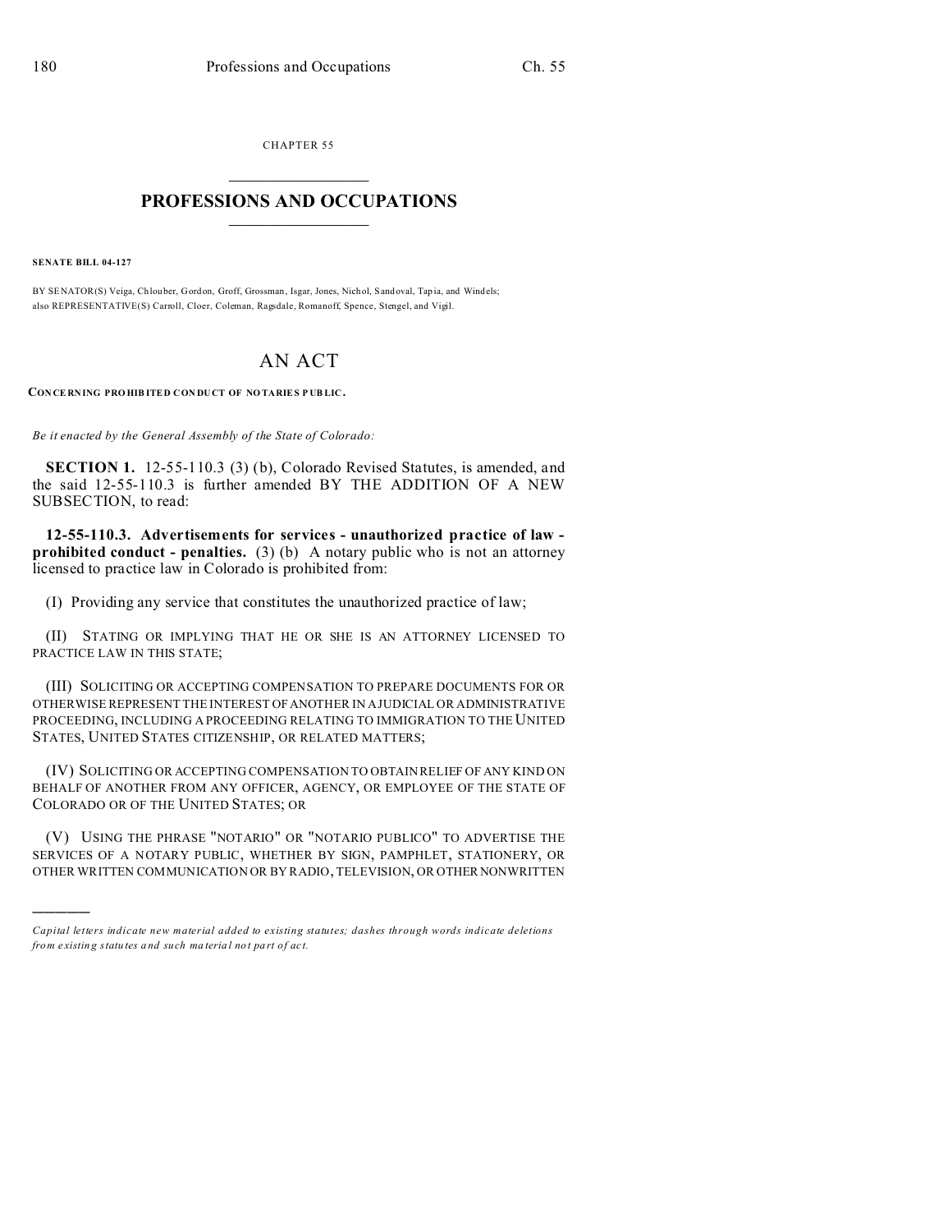CHAPTER 55

# PROFESSIONS AND OCCUPATIONS

**SENATE BILL 04-127**

BY SENATOR(S) Veiga, Chlouber, Gordon, Groff, Grossman, Isgar, Jones, Nichol, Sandoval, Tapia, and Windels; also REPRESENTATIVE(S) Carroll, Cloer, Coleman, Ragsdale, Romanoff, Spence, Stengel, and Vigil.

# AN ACT

**CONCERNING PROHIBITED CONDUCT OF NOTARIES PUBLIC.**

*Be it enacted by the General Assembly of the State of Colorado:*

**SECTION 1.** 12-55-110.3 (3) (b), Colorado Revised Statutes, is amended, and the said 12-55-110.3 is further amended BY THE ADDITION OF A NEW SUBSECTION, to read:

**12-55-110.3. Advertisements for services - unauthorized practice of law - prohibited conduct - penalties.** (3) (b) A notary public who is not an attorney licensed to practice law in Colorado is prohibited from:

(I) Providing any service that constitutes the unauthorized practice of law;

(II) STATING OR IMPLYING THAT HE OR SHE IS AN ATTORNEY LICENSED TO PRACTICE LAW IN THIS STATE;

(III) SOLICITING OR ACCEPTING COMPENSATION TO PREPARE DOCUMENTS FOR OR OTHERWISE REPRESENT THE INTEREST OF ANOTHER IN A JUDICIAL OR ADMINISTRATIVE PROCEEDING, INCLUDING A PROCEEDING RELATING TO IMMIGRATION TO THE UNITED STATES, UNITED STATES CITIZENSHIP, OR RELATED MATTERS;

(IV) SOLICITING OR ACCEPTING COMPENSATION TO OBTAIN RELIEF OF ANY KIND ON BEHALF OF ANOTHER FROM ANY OFFICER, AGENCY, OR EMPLOYEE OF THE STATE OF COLORADO OR OF THE UNITED STATES; OR

(V) USING THE PHRASE "NOTARIO" OR "NOTARIO PUBLICO" TO ADVERTISE THE SERVICES OF A NOTARY PUBLIC, WHETHER BY SIGN, PAMPHLET, STATIONERY, OR OTHER WRITTEN COMMUNICATION OR BY RADIO, TELEVISION, OR OTHER NONWRITTEN

---

*Capital letters indicate new material added to existing statutes; dashes through words indicate deletions from existing statutes and such material not part of act.*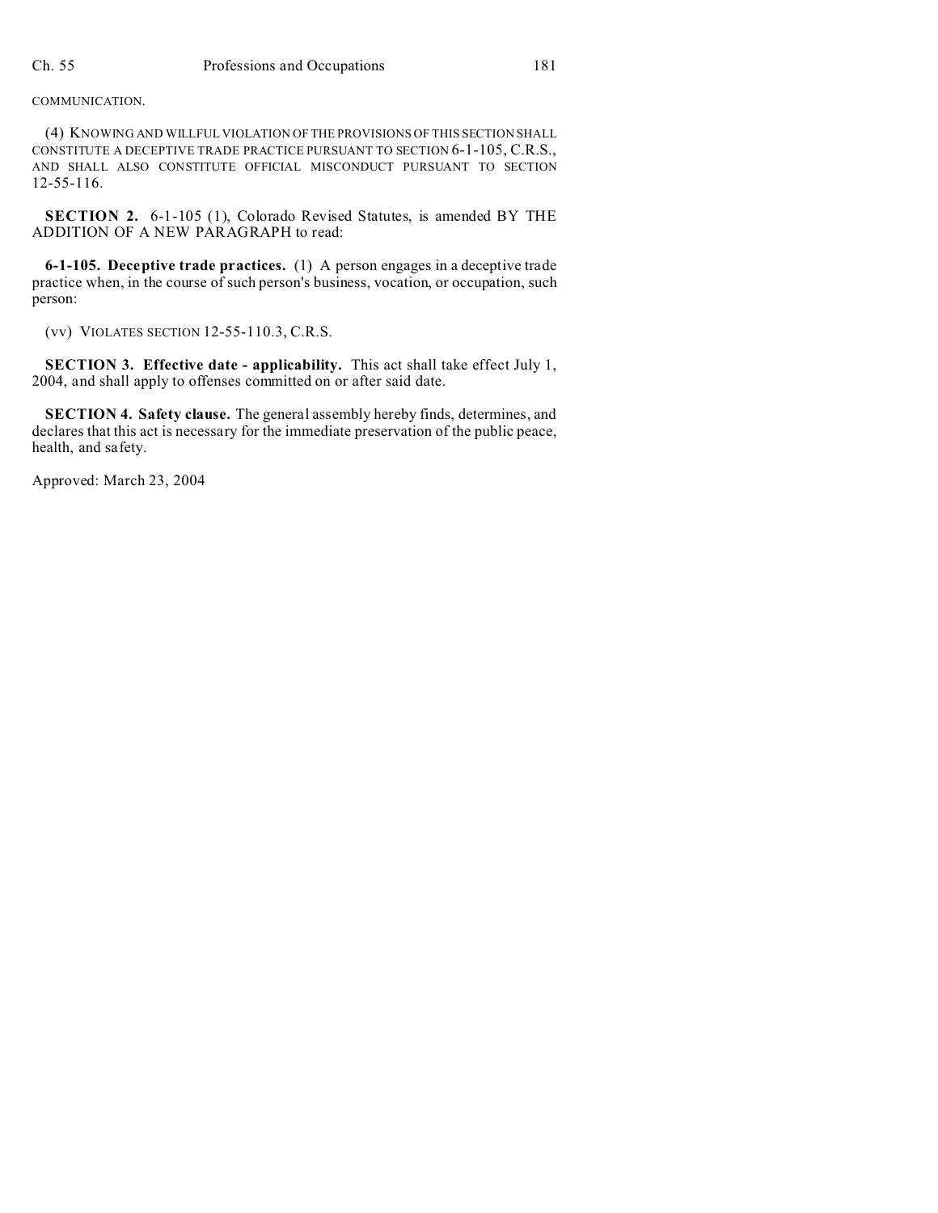COMMUNICATION.

(4) KNOWING AND WILLFUL VIOLATION OF THE PROVISIONS OF THIS SECTION SHALL CONSTITUTE A DECEPTIVE TRADE PRACTICE PURSUANT TO SECTION 6-1-105, C.R.S., AND SHALL ALSO CONSTITUTE OFFICIAL MISCONDUCT PURSUANT TO SECTION 12-55-116.

**SECTION 2.** 6-1-105 (1), Colorado Revised Statutes, is amended BY THE ADDITION OF A NEW PARAGRAPH to read:

**6-1-105. Deceptive trade practices.** (1) A person engages in a deceptive trade practice when, in the course of such person's business, vocation, or occupation, such person:

(vv) VIOLATES SECTION 12-55-110.3, C.R.S.

**SECTION 3. Effective date - applicability.** This act shall take effect July 1, 2004, and shall apply to offenses committed on or after said date.

**SECTION 4. Safety clause.** The general assembly hereby finds, determines, and declares that this act is necessary for the immediate preservation of the public peace, health, and safety.

Approved: March 23, 2004